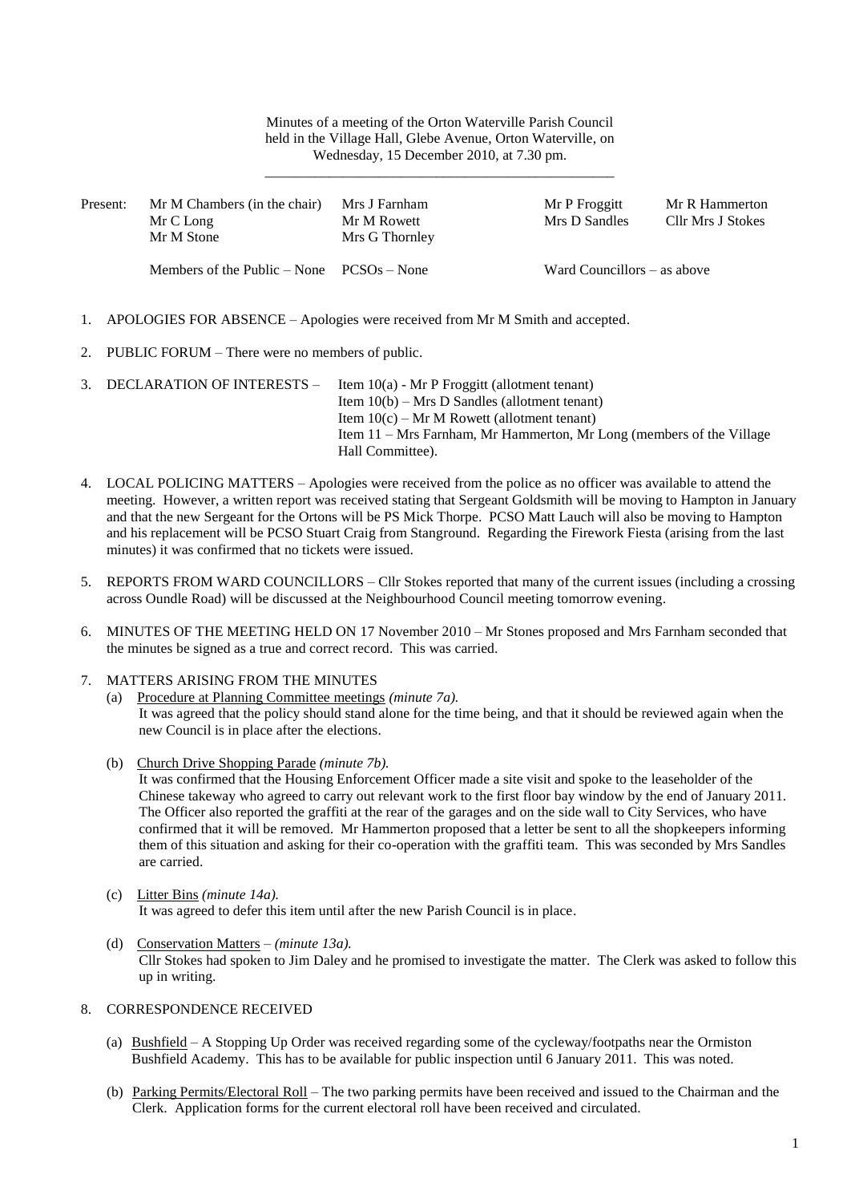Minutes of a meeting of the Orton Waterville Parish Council held in the Village Hall, Glebe Avenue, Orton Waterville, on Wednesday, 15 December 2010, at 7.30 pm.

---

| Present: | Mr M Chambers (in the chair) | Mrs J Farnham | Mr P Froggitt | Mr R Hammerton |
|---|---|---|---|---|
| | Mr C Long | Mr M Rowett | Mrs D Sandles | Cllr Mrs J Stokes |
| | Mr M Stone | Mrs G Thornley | | |
| | Members of the Public – None | PCSOs – None | Ward Councillors – as above | |

1. APOLOGIES FOR ABSENCE – Apologies were received from Mr M Smith and accepted.

2. PUBLIC FORUM – There were no members of public.

3. DECLARATION OF INTERESTS – Item 10(a) - Mr P Froggitt (allotment tenant)
   Item 10(b) – Mrs D Sandles (allotment tenant)
   Item 10(c) – Mr M Rowett (allotment tenant)
   Item 11 – Mrs Farnham, Mr Hammerton, Mr Long (members of the Village Hall Committee).

4. LOCAL POLICING MATTERS – Apologies were received from the police as no officer was available to attend the meeting. However, a written report was received stating that Sergeant Goldsmith will be moving to Hampton in January and that the new Sergeant for the Ortons will be PS Mick Thorpe. PCSO Matt Lauch will also be moving to Hampton and his replacement will be PCSO Stuart Craig from Stanground. Regarding the Firework Fiesta (arising from the last minutes) it was confirmed that no tickets were issued.

5. REPORTS FROM WARD COUNCILLORS – Cllr Stokes reported that many of the current issues (including a crossing across Oundle Road) will be discussed at the Neighbourhood Council meeting tomorrow evening.

6. MINUTES OF THE MEETING HELD ON 17 November 2010 – Mr Stones proposed and Mrs Farnham seconded that the minutes be signed as a true and correct record. This was carried.

7. MATTERS ARISING FROM THE MINUTES
   (a) Procedure at Planning Committee meetings *(minute 7a).*
   It was agreed that the policy should stand alone for the time being, and that it should be reviewed again when the new Council is in place after the elections.

   (b) Church Drive Shopping Parade *(minute 7b).*
   It was confirmed that the Housing Enforcement Officer made a site visit and spoke to the leaseholder of the Chinese takeway who agreed to carry out relevant work to the first floor bay window by the end of January 2011. The Officer also reported the graffiti at the rear of the garages and on the side wall to City Services, who have confirmed that it will be removed. Mr Hammerton proposed that a letter be sent to all the shopkeepers informing them of this situation and asking for their co-operation with the graffiti team. This was seconded by Mrs Sandles are carried.

   (c) Litter Bins *(minute 14a).*
   It was agreed to defer this item until after the new Parish Council is in place.

   (d) Conservation Matters – *(minute 13a).*
   Cllr Stokes had spoken to Jim Daley and he promised to investigate the matter. The Clerk was asked to follow this up in writing.

8. CORRESPONDENCE RECEIVED

   (a) Bushfield – A Stopping Up Order was received regarding some of the cycleway/footpaths near the Ormiston Bushfield Academy. This has to be available for public inspection until 6 January 2011. This was noted.

   (b) Parking Permits/Electoral Roll – The two parking permits have been received and issued to the Chairman and the Clerk. Application forms for the current electoral roll have been received and circulated.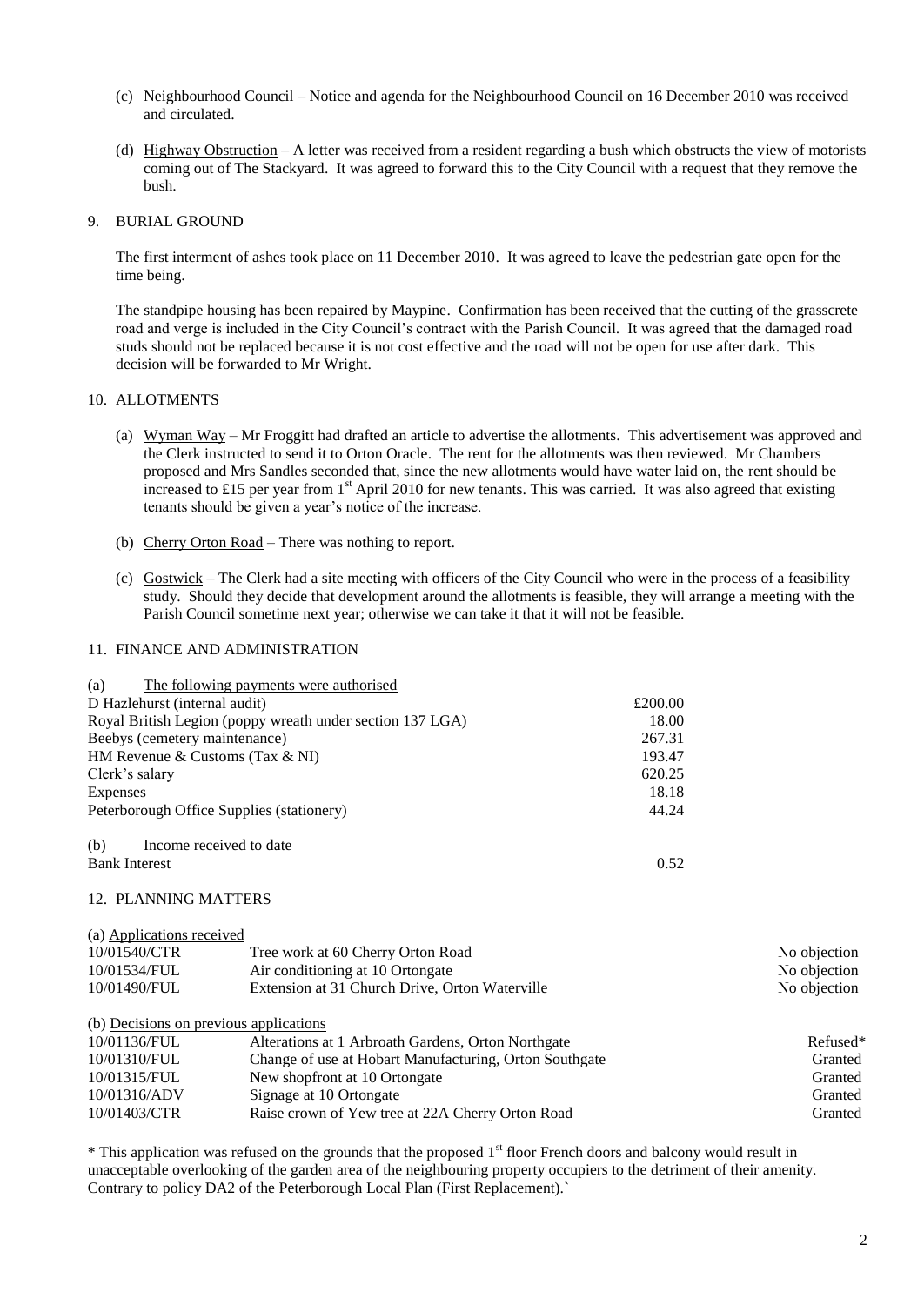(c) Neighbourhood Council – Notice and agenda for the Neighbourhood Council on 16 December 2010 was received and circulated.

(d) Highway Obstruction – A letter was received from a resident regarding a bush which obstructs the view of motorists coming out of The Stackyard. It was agreed to forward this to the City Council with a request that they remove the bush.

## 9. BURIAL GROUND

The first interment of ashes took place on 11 December 2010. It was agreed to leave the pedestrian gate open for the time being.

The standpipe housing has been repaired by Maypine. Confirmation has been received that the cutting of the grasscrete road and verge is included in the City Council's contract with the Parish Council. It was agreed that the damaged road studs should not be replaced because it is not cost effective and the road will not be open for use after dark. This decision will be forwarded to Mr Wright.

## 10. ALLOTMENTS

(a) Wyman Way – Mr Froggitt had drafted an article to advertise the allotments. This advertisement was approved and the Clerk instructed to send it to Orton Oracle. The rent for the allotments was then reviewed. Mr Chambers proposed and Mrs Sandles seconded that, since the new allotments would have water laid on, the rent should be increased to £15 per year from 1st April 2010 for new tenants. This was carried. It was also agreed that existing tenants should be given a year's notice of the increase.

(b) Cherry Orton Road – There was nothing to report.

(c) Gostwick – The Clerk had a site meeting with officers of the City Council who were in the process of a feasibility study. Should they decide that development around the allotments is feasible, they will arrange a meeting with the Parish Council sometime next year; otherwise we can take it that it will not be feasible.

## 11. FINANCE AND ADMINISTRATION

(a) The following payments were authorised

| | |
|---|---|
| D Hazlehurst (internal audit) | £200.00 |
| Royal British Legion (poppy wreath under section 137 LGA) | 18.00 |
| Beebys (cemetery maintenance) | 267.31 |
| HM Revenue & Customs (Tax & NI) | 193.47 |
| Clerk's salary | 620.25 |
| Expenses | 18.18 |
| Peterborough Office Supplies (stationery) | 44.24 |

(b) Income received to date

| | |
|---|---|
| Bank Interest | 0.52 |

## 12. PLANNING MATTERS

(a) Applications received

| | | |
|---|---|---|
| 10/01540/CTR | Tree work at 60 Cherry Orton Road | No objection |
| 10/01534/FUL | Air conditioning at 10 Ortongate | No objection |
| 10/01490/FUL | Extension at 31 Church Drive, Orton Waterville | No objection |

(b) Decisions on previous applications

| | | |
|---|---|---|
| 10/01136/FUL | Alterations at 1 Arbroath Gardens, Orton Northgate | Refused* |
| 10/01310/FUL | Change of use at Hobart Manufacturing, Orton Southgate | Granted |
| 10/01315/FUL | New shopfront at 10 Ortongate | Granted |
| 10/01316/ADV | Signage at 10 Ortongate | Granted |
| 10/01403/CTR | Raise crown of Yew tree at 22A Cherry Orton Road | Granted |

* This application was refused on the grounds that the proposed 1st floor French doors and balcony would result in unacceptable overlooking of the garden area of the neighbouring property occupiers to the detriment of their amenity. Contrary to policy DA2 of the Peterborough Local Plan (First Replacement).`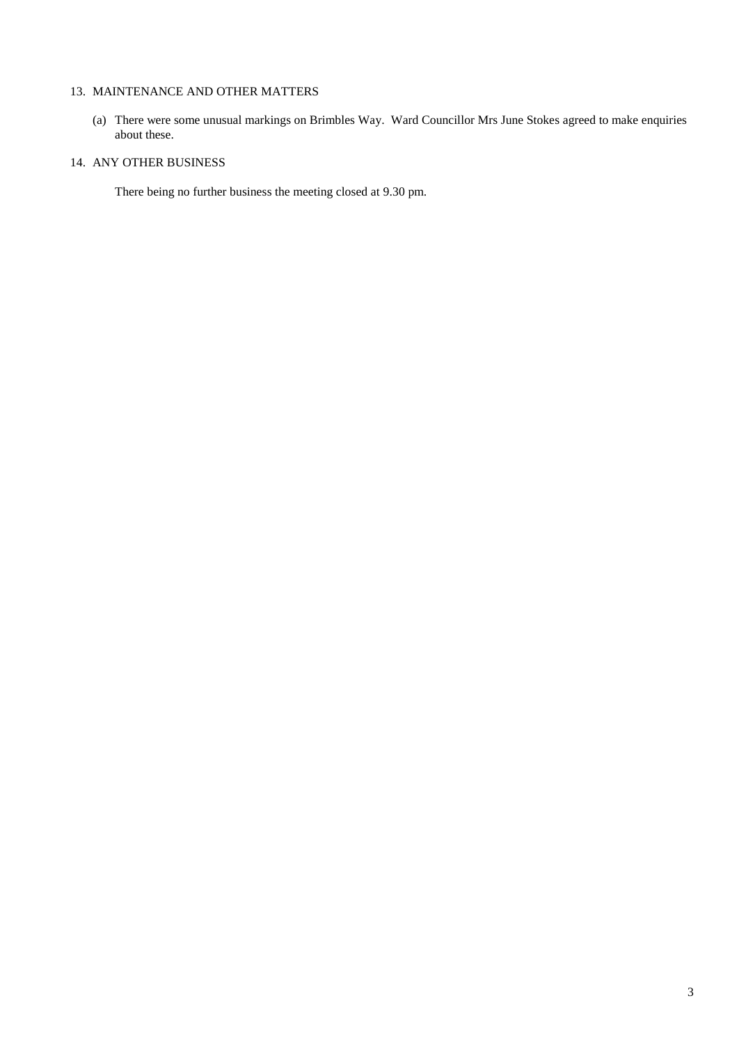13. MAINTENANCE AND OTHER MATTERS

    (a) There were some unusual markings on Brimbles Way. Ward Councillor Mrs June Stokes agreed to make enquiries about these.

14. ANY OTHER BUSINESS

    There being no further business the meeting closed at 9.30 pm.